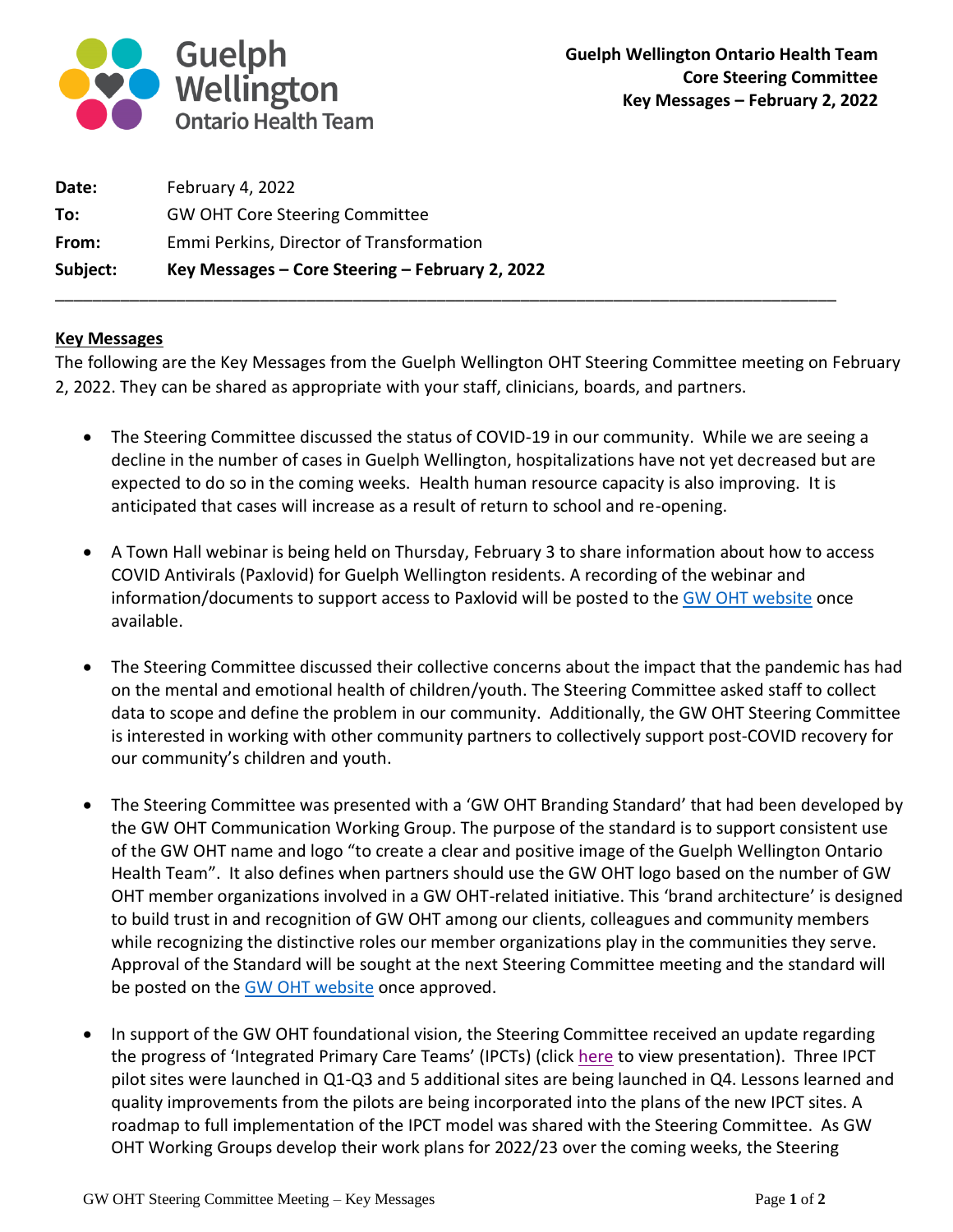**Guelph Wellington Ontario Health Team**
**Core Steering Committee**
**Key Messages – February 2, 2022**

| | |
|---|---|
| **Date:** | February 4, 2022 |
| **To:** | GW OHT Core Steering Committee |
| **From:** | Emmi Perkins, Director of Transformation |
| **Subject:** | **Key Messages – Core Steering – February 2, 2022** |

---

## Key Messages

The following are the Key Messages from the Guelph Wellington OHT Steering Committee meeting on February 2, 2022. They can be shared as appropriate with your staff, clinicians, boards, and partners.

- The Steering Committee discussed the status of COVID-19 in our community. While we are seeing a decline in the number of cases in Guelph Wellington, hospitalizations have not yet decreased but are expected to do so in the coming weeks. Health human resource capacity is also improving. It is anticipated that cases will increase as a result of return to school and re-opening.

- A Town Hall webinar is being held on Thursday, February 3 to share information about how to access COVID Antivirals (Paxlovid) for Guelph Wellington residents. A recording of the webinar and information/documents to support access to Paxlovid will be posted to the GW OHT website once available.

- The Steering Committee discussed their collective concerns about the impact that the pandemic has had on the mental and emotional health of children/youth. The Steering Committee asked staff to collect data to scope and define the problem in our community. Additionally, the GW OHT Steering Committee is interested in working with other community partners to collectively support post-COVID recovery for our community's children and youth.

- The Steering Committee was presented with a 'GW OHT Branding Standard' that had been developed by the GW OHT Communication Working Group. The purpose of the standard is to support consistent use of the GW OHT name and logo "to create a clear and positive image of the Guelph Wellington Ontario Health Team". It also defines when partners should use the GW OHT logo based on the number of GW OHT member organizations involved in a GW OHT-related initiative. This 'brand architecture' is designed to build trust in and recognition of GW OHT among our clients, colleagues and community members while recognizing the distinctive roles our member organizations play in the communities they serve. Approval of the Standard will be sought at the next Steering Committee meeting and the standard will be posted on the GW OHT website once approved.

- In support of the GW OHT foundational vision, the Steering Committee received an update regarding the progress of 'Integrated Primary Care Teams' (IPCTs) (click here to view presentation). Three IPCT pilot sites were launched in Q1-Q3 and 5 additional sites are being launched in Q4. Lessons learned and quality improvements from the pilots are being incorporated into the plans of the new IPCT sites. A roadmap to full implementation of the IPCT model was shared with the Steering Committee. As GW OHT Working Groups develop their work plans for 2022/23 over the coming weeks, the Steering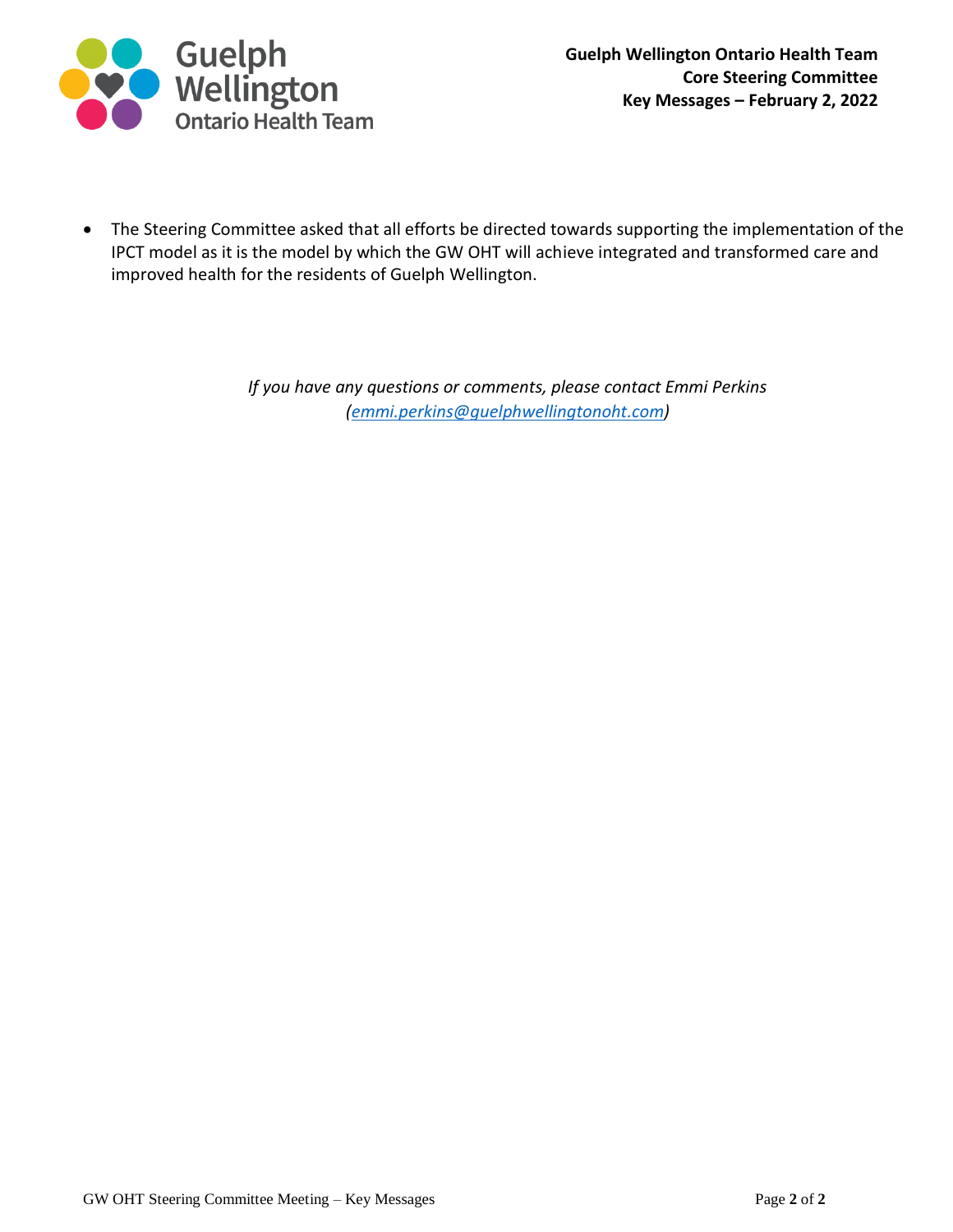- The Steering Committee asked that all efforts be directed towards supporting the implementation of the IPCT model as it is the model by which the GW OHT will achieve integrated and transformed care and improved health for the residents of Guelph Wellington.

*If you have any questions or comments, please contact Emmi Perkins (emmi.perkins@guelphwellingtonoht.com)*